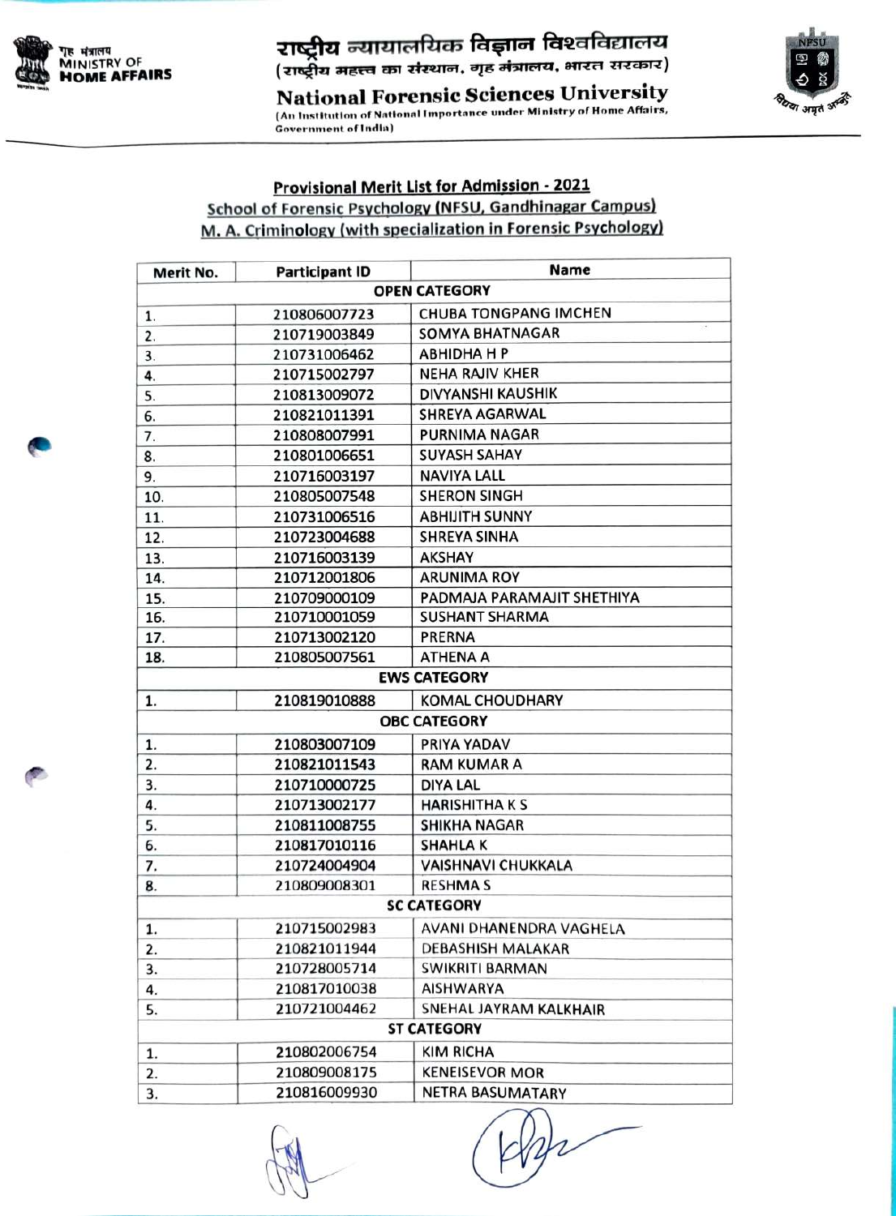राष्ट्रीय न्यायालयिक विज्ञान विश्वविद्यालय
(राष्ट्रीय महत्त्व का संस्थान, गृह मंत्रालय, भारत सरकार)

**National Forensic Sciences University**
(An Institution of National Importance under Ministry of Home Affairs, Government of India)

## Provisional Merit List for Admission - 2021
### School of Forensic Psychology (NFSU, Gandhinagar Campus)
### M. A. Criminology (with specialization in Forensic Psychology)

| Merit No. | Participant ID | Name |
|---|---|---|
| | **OPEN CATEGORY** | |
| 1. | 210806007723 | CHUBA TONGPANG IMCHEN |
| 2. | 210719003849 | SOMYA BHATNAGAR |
| 3. | 210731006462 | ABHIDHA H P |
| 4. | 210715002797 | NEHA RAJIV KHER |
| 5. | 210813009072 | DIVYANSHI KAUSHIK |
| 6. | 210821011391 | SHREYA AGARWAL |
| 7. | 210808007991 | PURNIMA NAGAR |
| 8. | 210801006651 | SUYASH SAHAY |
| 9. | 210716003197 | NAVIYA LALL |
| 10. | 210805007548 | SHERON SINGH |
| 11. | 210731006516 | ABHIJITH SUNNY |
| 12. | 210723004688 | SHREYA SINHA |
| 13. | 210716003139 | AKSHAY |
| 14. | 210712001806 | ARUNIMA ROY |
| 15. | 210709000109 | PADMAJA PARAMAJIT SHETHIYA |
| 16. | 210710001059 | SUSHANT SHARMA |
| 17. | 210713002120 | PRERNA |
| 18. | 210805007561 | ATHENA A |
| | **EWS CATEGORY** | |
| 1. | 210819010888 | KOMAL CHOUDHARY |
| | **OBC CATEGORY** | |
| 1. | 210803007109 | PRIYA YADAV |
| 2. | 210821011543 | RAM KUMAR A |
| 3. | 210710000725 | DIYA LAL |
| 4. | 210713002177 | HARISHITHA K S |
| 5. | 210811008755 | SHIKHA NAGAR |
| 6. | 210817010116 | SHAHLA K |
| 7. | 210724004904 | VAISHNAVI CHUKKALA |
| 8. | 210809008301 | RESHMA S |
| | **SC CATEGORY** | |
| 1. | 210715002983 | AVANI DHANENDRA VAGHELA |
| 2. | 210821011944 | DEBASHISH MALAKAR |
| 3. | 210728005714 | SWIKRITI BARMAN |
| 4. | 210817010038 | AISHWARYA |
| 5. | 210721004462 | SNEHAL JAYRAM KALKHAIR |
| | **ST CATEGORY** | |
| 1. | 210802006754 | KIM RICHA |
| 2. | 210809008175 | KENEISEVOR MOR |
| 3. | 210816009930 | NETRA BASUMATARY |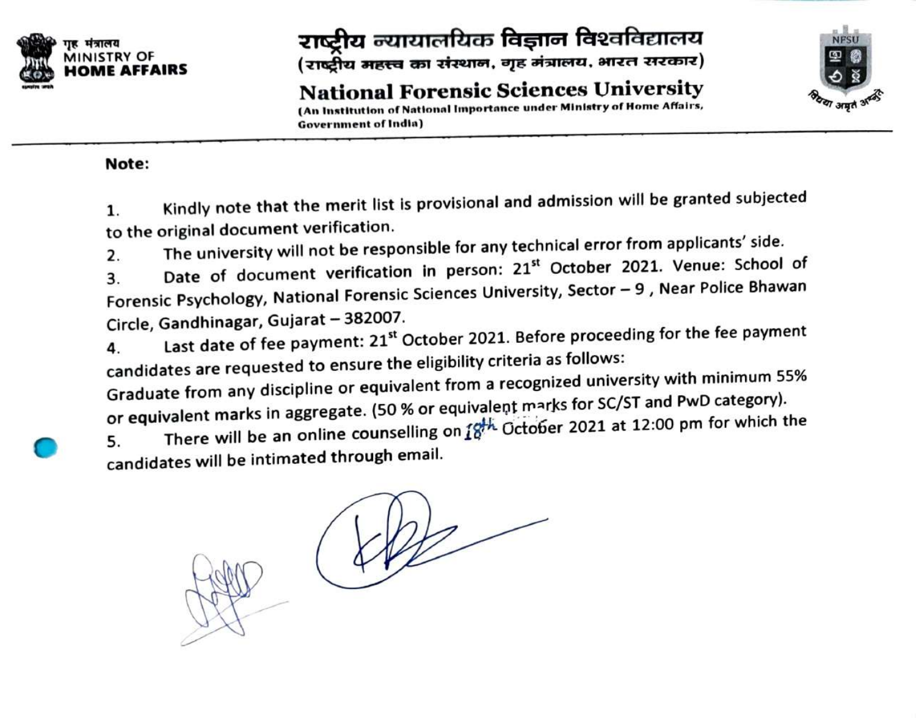**Note:**

1. Kindly note that the merit list is provisional and admission will be granted subjected to the original document verification.
2. The university will not be responsible for any technical error from applicants' side.
3. Date of document verification in person: 21st October 2021. Venue: School of Forensic Psychology, National Forensic Sciences University, Sector – 9 , Near Police Bhawan Circle, Gandhinagar, Gujarat – 382007.
4. Last date of fee payment: 21st October 2021. Before proceeding for the fee payment candidates are requested to ensure the eligibility criteria as follows: Graduate from any discipline or equivalent from a recognized university with minimum 55% or equivalent marks in aggregate. (50 % or equivalent marks for SC/ST and PwD category).
5. There will be an online counselling on 18th October 2021 at 12:00 pm for which the candidates will be intimated through email.